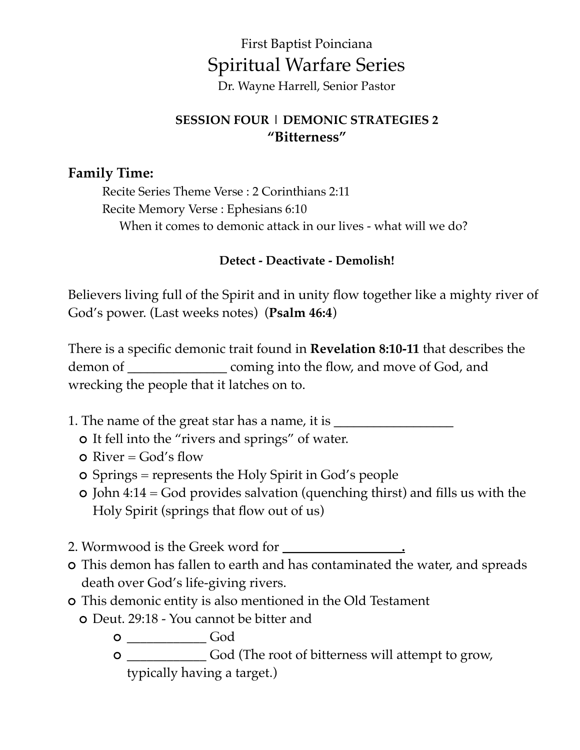First Baptist Poinciana

# Spiritual Warfare Series

Dr. Wayne Harrell, Senior Pastor

**SESSION FOUR | DEMONIC STRATEGIES 2**
**"Bitterness"**

## Family Time:

Recite Series Theme Verse : 2 Corinthians 2:11
Recite Memory Verse : Ephesians 6:10
When it comes to demonic attack in our lives - what will we do?

**Detect - Deactivate - Demolish!**

Believers living full of the Spirit and in unity flow together like a mighty river of God's power. (Last weeks notes) (**Psalm 46:4**)

There is a specific demonic trait found in **Revelation 8:10-11** that describes the demon of _______________ coming into the flow, and move of God, and wrecking the people that it latches on to.

1. The name of the great star has a name, it is __________________
   - It fell into the "rivers and springs" of water.
   - River = God's flow
   - Springs = represents the Holy Spirit in God's people
   - John 4:14 = God provides salvation (quenching thirst) and fills us with the Holy Spirit (springs that flow out of us)

2. Wormwood is the Greek word for __________________.
- This demon has fallen to earth and has contaminated the water, and spreads death over God's life-giving rivers.
- This demonic entity is also mentioned in the Old Testament
  - Deut. 29:18 - You cannot be bitter and
    - ____________ God
    - ____________ God (The root of bitterness will attempt to grow, typically having a target.)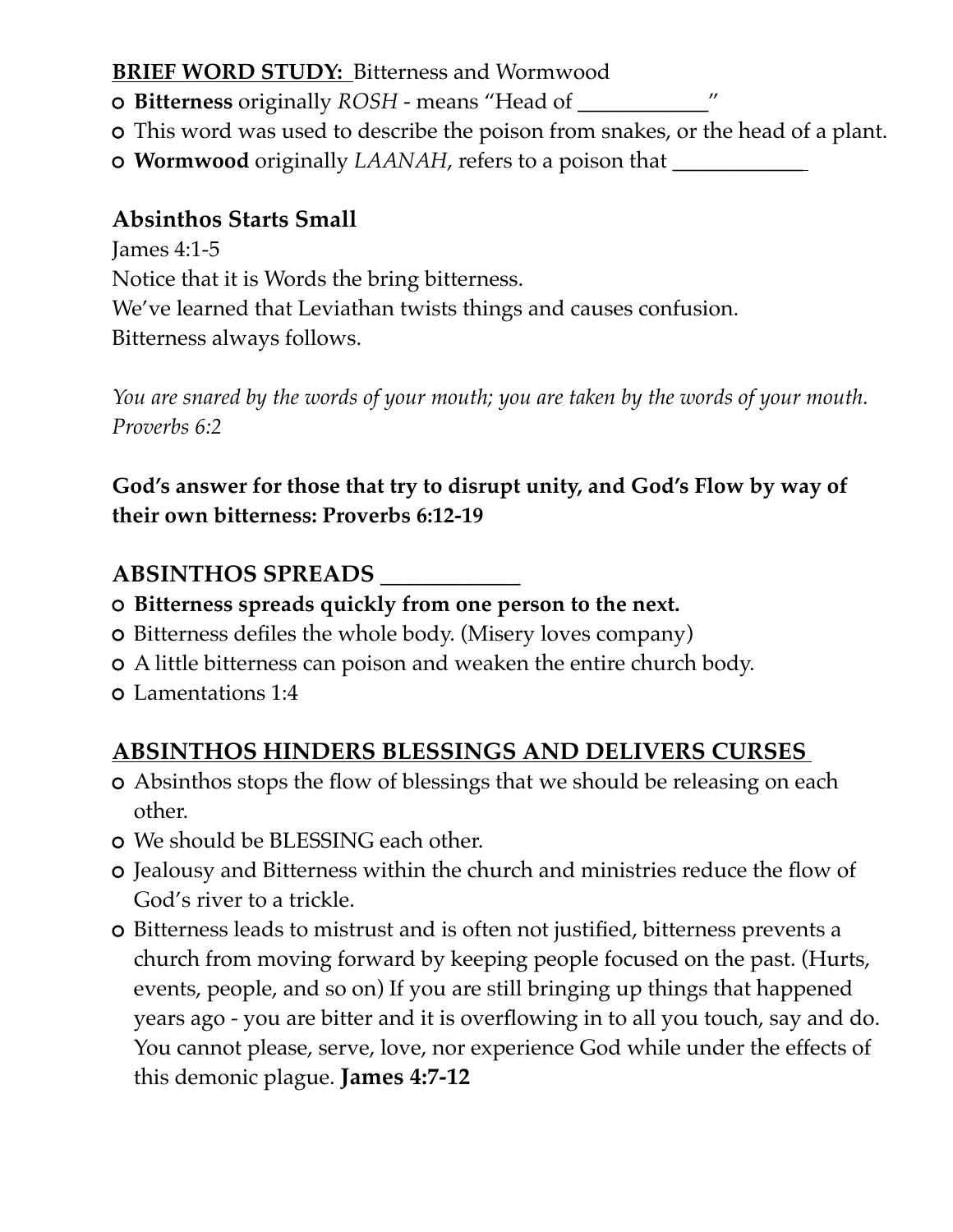**BRIEF WORD STUDY:** Bitterness and Wormwood

- **Bitterness** originally *ROSH* - means "Head of ___________"
- This word was used to describe the poison from snakes, or the head of a plant.
- **Wormwood** originally *LAANAH*, refers to a poison that ___________

### Absinthos Starts Small

James 4:1-5

Notice that it is Words the bring bitterness.

We've learned that Leviathan twists things and causes confusion.

Bitterness always follows.

*You are snared by the words of your mouth; you are taken by the words of your mouth. Proverbs 6:2*

**God's answer for those that try to disrupt unity, and God's Flow by way of their own bitterness: Proverbs 6:12-19**

### ABSINTHOS SPREADS ___________

- **Bitterness spreads quickly from one person to the next.**
- Bitterness defiles the whole body. (Misery loves company)
- A little bitterness can poison and weaken the entire church body.
- Lamentations 1:4

### ABSINTHOS HINDERS BLESSINGS AND DELIVERS CURSES

- Absinthos stops the flow of blessings that we should be releasing on each other.
- We should be BLESSING each other.
- Jealousy and Bitterness within the church and ministries reduce the flow of God's river to a trickle.
- Bitterness leads to mistrust and is often not justified, bitterness prevents a church from moving forward by keeping people focused on the past. (Hurts, events, people, and so on) If you are still bringing up things that happened years ago - you are bitter and it is overflowing in to all you touch, say and do. You cannot please, serve, love, nor experience God while under the effects of this demonic plague. **James 4:7-12**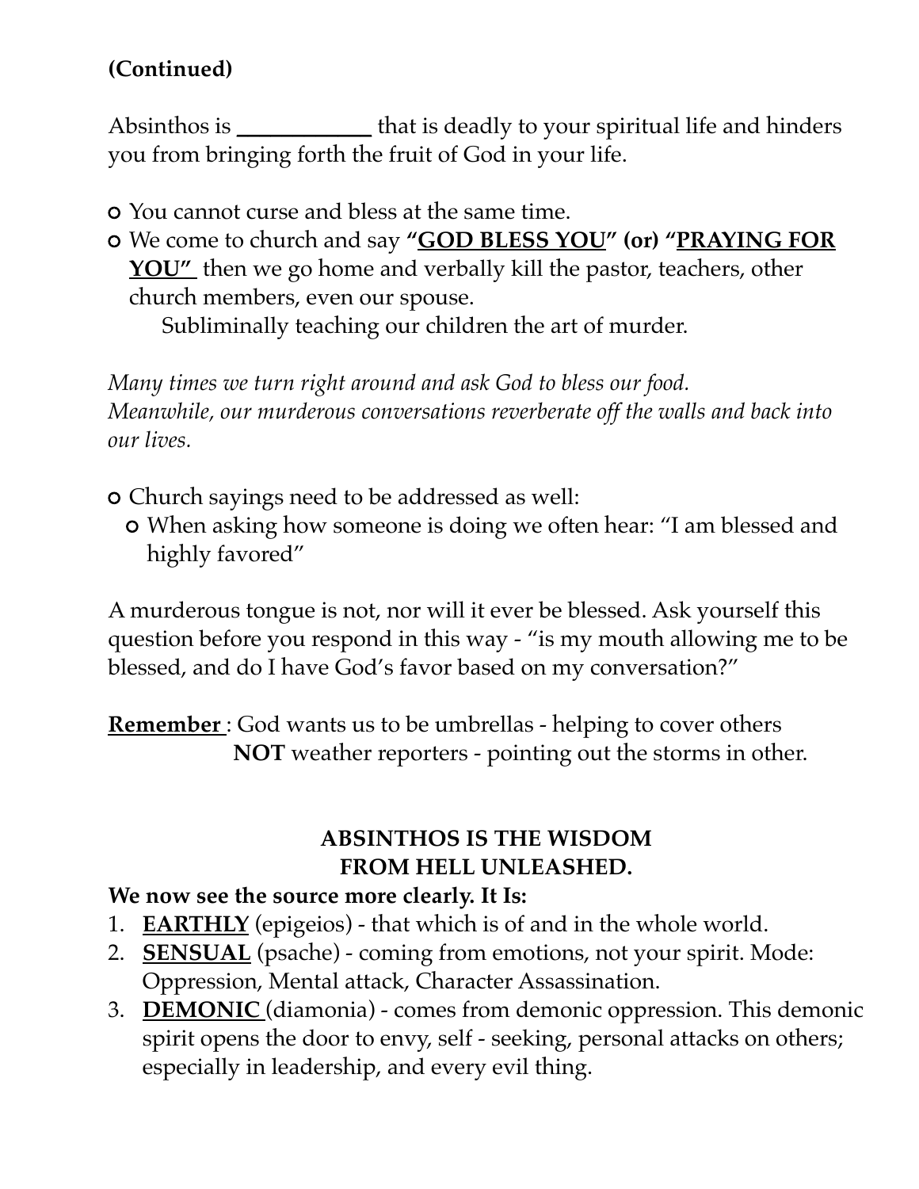**(Continued)**

Absinthos is ____________ that is deadly to your spiritual life and hinders you from bringing forth the fruit of God in your life.

- You cannot curse and bless at the same time.
- We come to church and say **"<u>GOD BLESS YOU</u>" (or) "<u>PRAYING FOR YOU"</u>** then we go home and verbally kill the pastor, teachers, other church members, even our spouse.
  Subliminally teaching our children the art of murder.

*Many times we turn right around and ask God to bless our food. Meanwhile, our murderous conversations reverberate off the walls and back into our lives.*

- Church sayings need to be addressed as well:
  - When asking how someone is doing we often hear: "I am blessed and highly favored"

A murderous tongue is not, nor will it ever be blessed. Ask yourself this question before you respond in this way - "is my mouth allowing me to be blessed, and do I have God's favor based on my conversation?"

**<u>Remember</u>** : God wants us to be umbrellas - helping to cover others
**NOT** weather reporters - pointing out the storms in other.

## ABSINTHOS IS THE WISDOM FROM HELL UNLEASHED.

**We now see the source more clearly. It Is:**

1. **<u>EARTHLY</u>** (epigeios) - that which is of and in the whole world.
2. **<u>SENSUAL</u>** (psache) - coming from emotions, not your spirit. Mode: Oppression, Mental attack, Character Assassination.
3. **<u>DEMONIC</u>** (diamonia) - comes from demonic oppression. This demonic spirit opens the door to envy, self - seeking, personal attacks on others; especially in leadership, and every evil thing.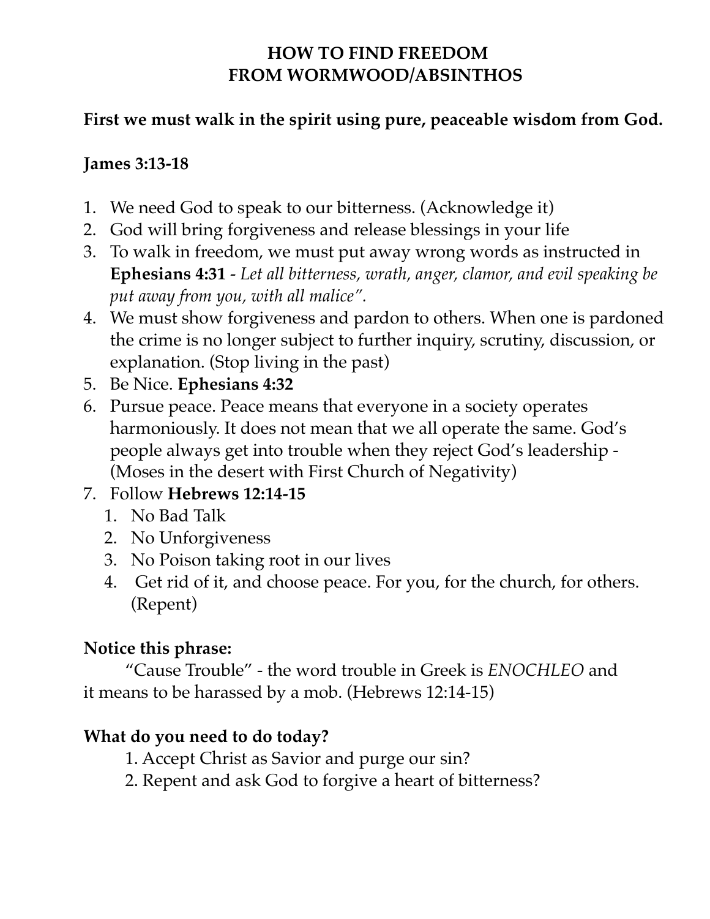# HOW TO FIND FREEDOM FROM WORMWOOD/ABSINTHOS

**First we must walk in the spirit using pure, peaceable wisdom from God.**

**James 3:13-18**

1. We need God to speak to our bitterness. (Acknowledge it)
2. God will bring forgiveness and release blessings in your life
3. To walk in freedom, we must put away wrong words as instructed in **Ephesians 4:31** - *Let all bitterness, wrath, anger, clamor, and evil speaking be put away from you, with all malice".*
4. We must show forgiveness and pardon to others. When one is pardoned the crime is no longer subject to further inquiry, scrutiny, discussion, or explanation. (Stop living in the past)
5. Be Nice. **Ephesians 4:32**
6. Pursue peace. Peace means that everyone in a society operates harmoniously. It does not mean that we all operate the same. God's people always get into trouble when they reject God's leadership - (Moses in the desert with First Church of Negativity)
7. Follow **Hebrews 12:14-15**
   1. No Bad Talk
   2. No Unforgiveness
   3. No Poison taking root in our lives
   4. Get rid of it, and choose peace. For you, for the church, for others. (Repent)

**Notice this phrase:**

"Cause Trouble" - the word trouble in Greek is *ENOCHLEO* and it means to be harassed by a mob. (Hebrews 12:14-15)

**What do you need to do today?**

1. Accept Christ as Savior and purge our sin?
2. Repent and ask God to forgive a heart of bitterness?